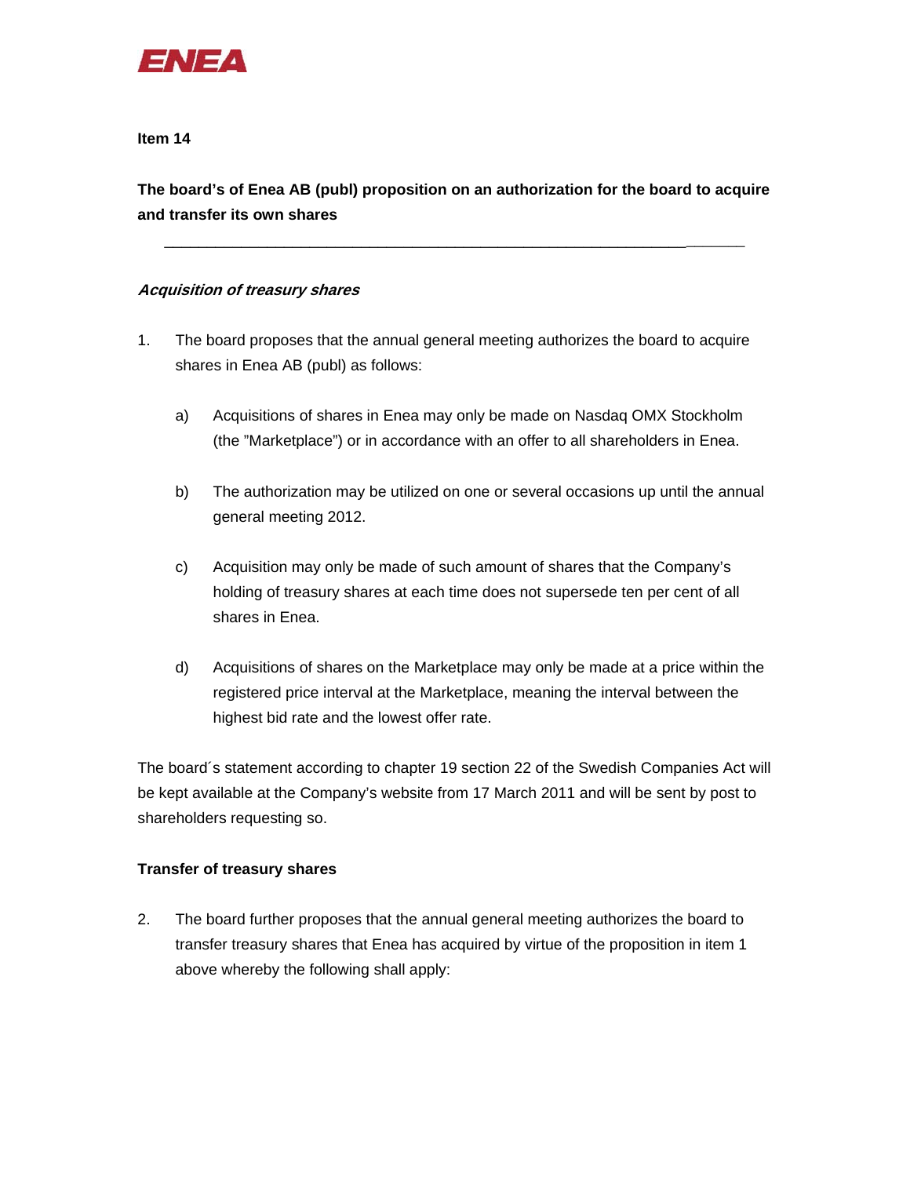ENEA

**Item 14**

**The board's of Enea AB (publ) proposition on an authorization for the board to acquire and transfer its own shares**

---

***Acquisition of treasury shares***

1. The board proposes that the annual general meeting authorizes the board to acquire shares in Enea AB (publ) as follows:

   a) Acquisitions of shares in Enea may only be made on Nasdaq OMX Stockholm (the "Marketplace") or in accordance with an offer to all shareholders in Enea.

   b) The authorization may be utilized on one or several occasions up until the annual general meeting 2012.

   c) Acquisition may only be made of such amount of shares that the Company's holding of treasury shares at each time does not supersede ten per cent of all shares in Enea.

   d) Acquisitions of shares on the Marketplace may only be made at a price within the registered price interval at the Marketplace, meaning the interval between the highest bid rate and the lowest offer rate.

The board´s statement according to chapter 19 section 22 of the Swedish Companies Act will be kept available at the Company's website from 17 March 2011 and will be sent by post to shareholders requesting so.

**Transfer of treasury shares**

2. The board further proposes that the annual general meeting authorizes the board to transfer treasury shares that Enea has acquired by virtue of the proposition in item 1 above whereby the following shall apply: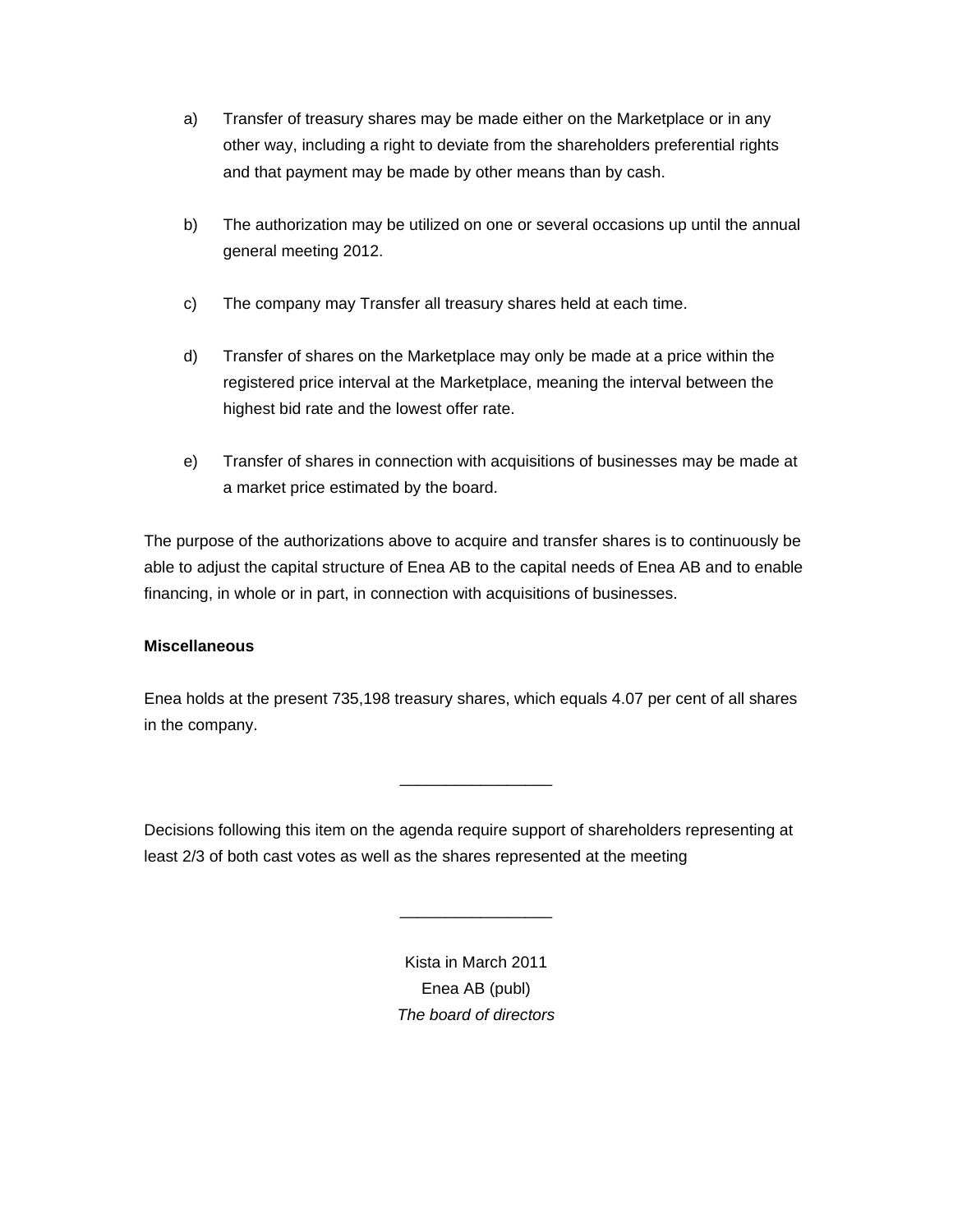a) Transfer of treasury shares may be made either on the Marketplace or in any other way, including a right to deviate from the shareholders preferential rights and that payment may be made by other means than by cash.

b) The authorization may be utilized on one or several occasions up until the annual general meeting 2012.

c) The company may Transfer all treasury shares held at each time.

d) Transfer of shares on the Marketplace may only be made at a price within the registered price interval at the Marketplace, meaning the interval between the highest bid rate and the lowest offer rate.

e) Transfer of shares in connection with acquisitions of businesses may be made at a market price estimated by the board.

The purpose of the authorizations above to acquire and transfer shares is to continuously be able to adjust the capital structure of Enea AB to the capital needs of Enea AB and to enable financing, in whole or in part, in connection with acquisitions of businesses.

**Miscellaneous**

Enea holds at the present 735,198 treasury shares, which equals 4.07 per cent of all shares in the company.

_________________

Decisions following this item on the agenda require support of shareholders representing at least 2/3 of both cast votes as well as the shares represented at the meeting

_________________

Kista in March 2011
Enea AB (publ)
*The board of directors*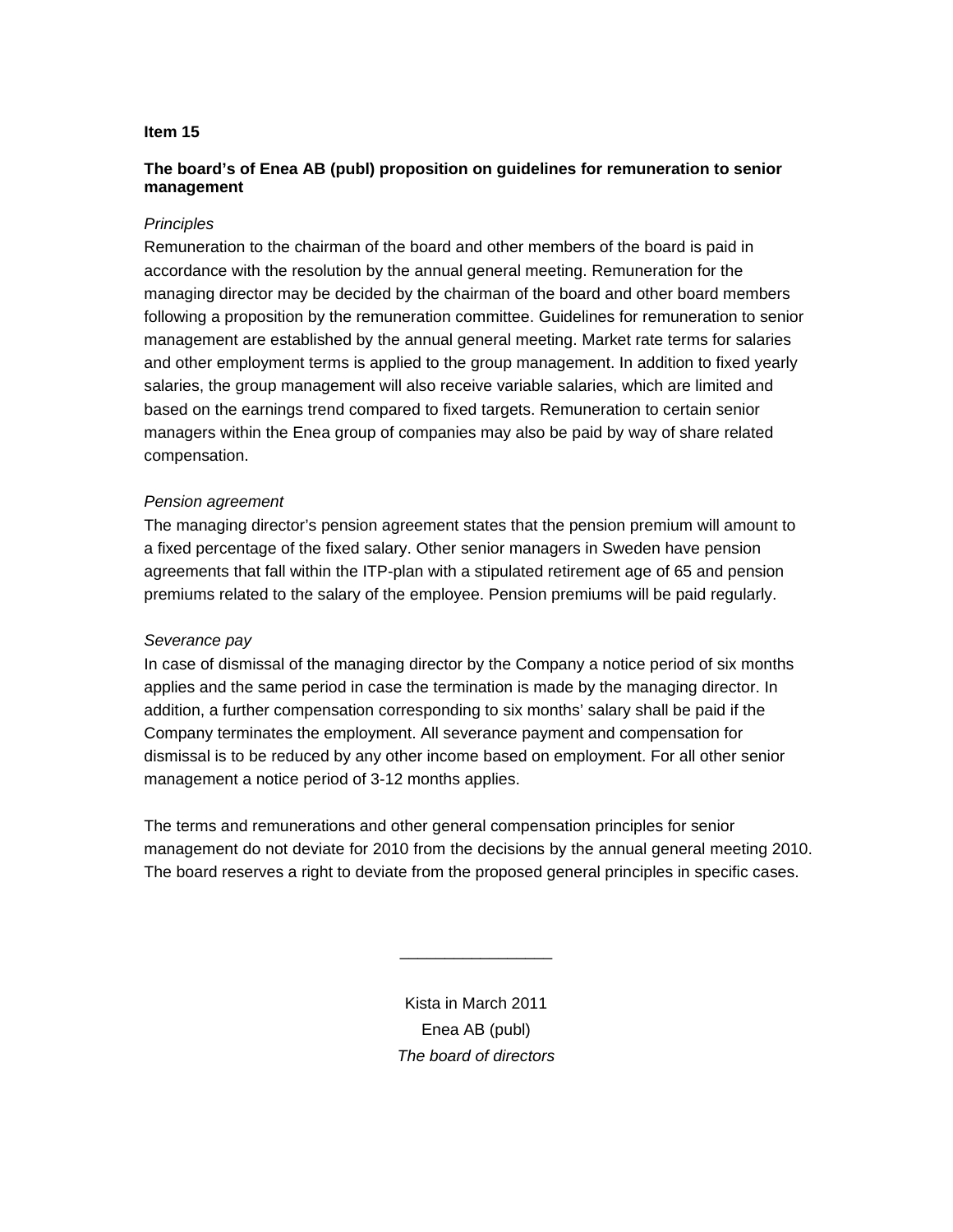**Item 15**

**The board's of Enea AB (publ) proposition on guidelines for remuneration to senior management**

*Principles*

Remuneration to the chairman of the board and other members of the board is paid in accordance with the resolution by the annual general meeting. Remuneration for the managing director may be decided by the chairman of the board and other board members following a proposition by the remuneration committee. Guidelines for remuneration to senior management are established by the annual general meeting. Market rate terms for salaries and other employment terms is applied to the group management. In addition to fixed yearly salaries, the group management will also receive variable salaries, which are limited and based on the earnings trend compared to fixed targets. Remuneration to certain senior managers within the Enea group of companies may also be paid by way of share related compensation.

*Pension agreement*

The managing director's pension agreement states that the pension premium will amount to a fixed percentage of the fixed salary. Other senior managers in Sweden have pension agreements that fall within the ITP-plan with a stipulated retirement age of 65 and pension premiums related to the salary of the employee. Pension premiums will be paid regularly.

*Severance pay*

In case of dismissal of the managing director by the Company a notice period of six months applies and the same period in case the termination is made by the managing director. In addition, a further compensation corresponding to six months' salary shall be paid if the Company terminates the employment. All severance payment and compensation for dismissal is to be reduced by any other income based on employment. For all other senior management a notice period of 3-12 months applies.

The terms and remunerations and other general compensation principles for senior management do not deviate for 2010 from the decisions by the annual general meeting 2010. The board reserves a right to deviate from the proposed general principles in specific cases.

_________________

Kista in March 2011

Enea AB (publ)

*The board of directors*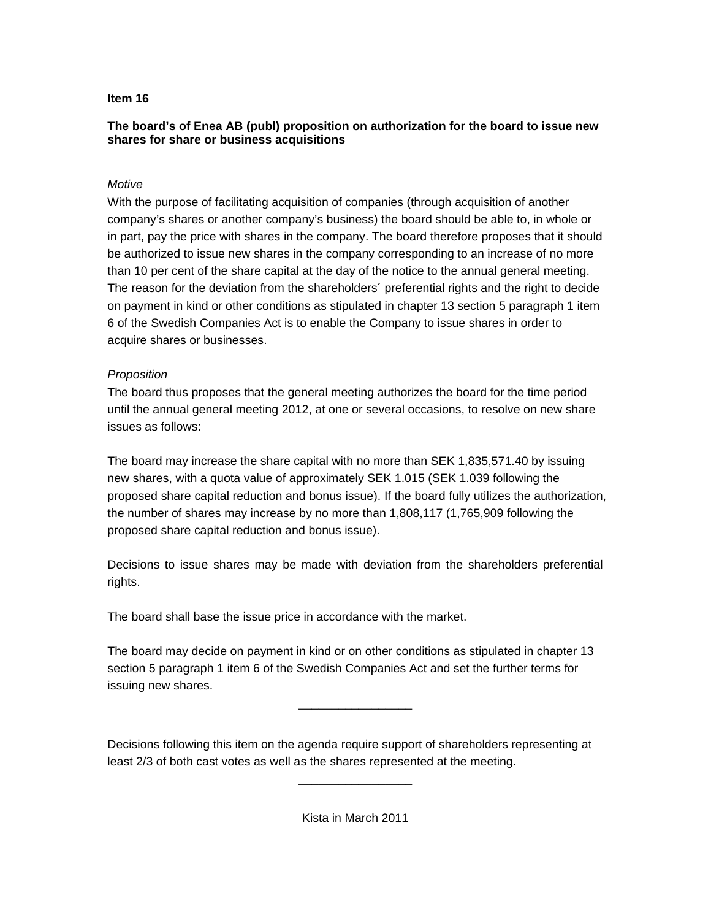**Item 16**

**The board's of Enea AB (publ) proposition on authorization for the board to issue new shares for share or business acquisitions**

*Motive*

With the purpose of facilitating acquisition of companies (through acquisition of another company's shares or another company's business) the board should be able to, in whole or in part, pay the price with shares in the company. The board therefore proposes that it should be authorized to issue new shares in the company corresponding to an increase of no more than 10 per cent of the share capital at the day of the notice to the annual general meeting. The reason for the deviation from the shareholders´ preferential rights and the right to decide on payment in kind or other conditions as stipulated in chapter 13 section 5 paragraph 1 item 6 of the Swedish Companies Act is to enable the Company to issue shares in order to acquire shares or businesses.

*Proposition*

The board thus proposes that the general meeting authorizes the board for the time period until the annual general meeting 2012, at one or several occasions, to resolve on new share issues as follows:

The board may increase the share capital with no more than SEK 1,835,571.40 by issuing new shares, with a quota value of approximately SEK 1.015 (SEK 1.039 following the proposed share capital reduction and bonus issue). If the board fully utilizes the authorization, the number of shares may increase by no more than 1,808,117 (1,765,909 following the proposed share capital reduction and bonus issue).

Decisions to issue shares may be made with deviation from the shareholders preferential rights.

The board shall base the issue price in accordance with the market.

The board may decide on payment in kind or on other conditions as stipulated in chapter 13 section 5 paragraph 1 item 6 of the Swedish Companies Act and set the further terms for issuing new shares.

_________________

Decisions following this item on the agenda require support of shareholders representing at least 2/3 of both cast votes as well as the shares represented at the meeting.

_________________

Kista in March 2011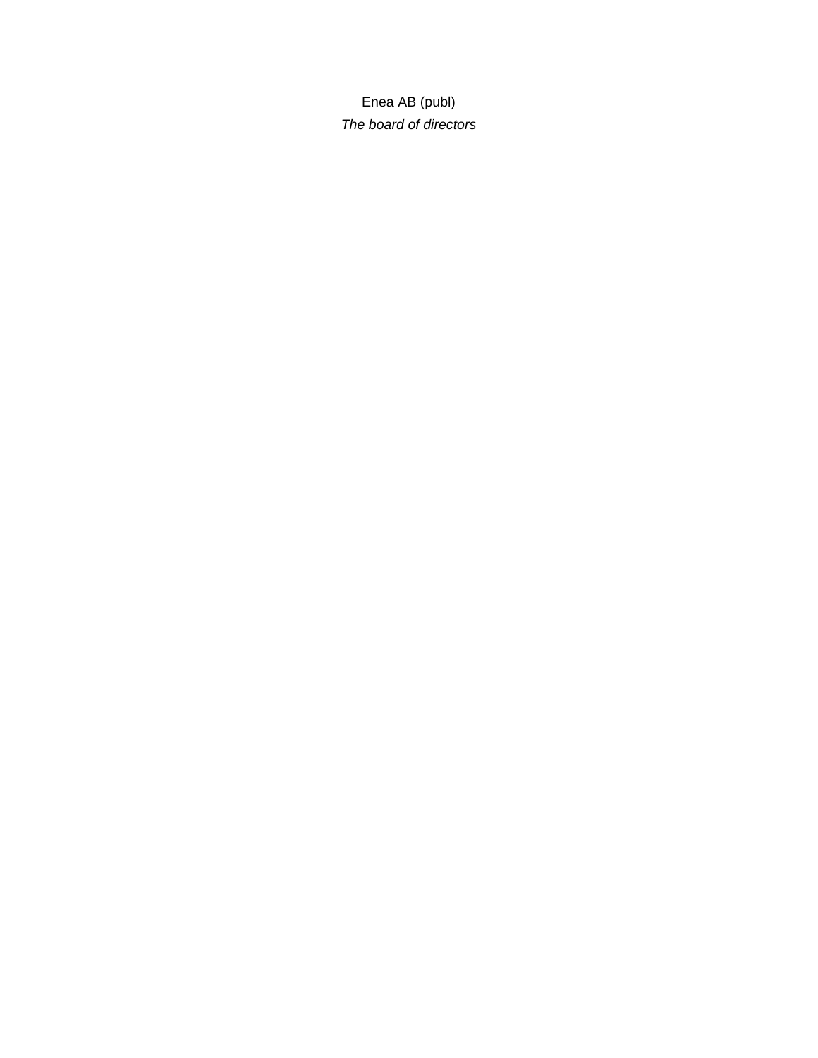Enea AB (publ)

*The board of directors*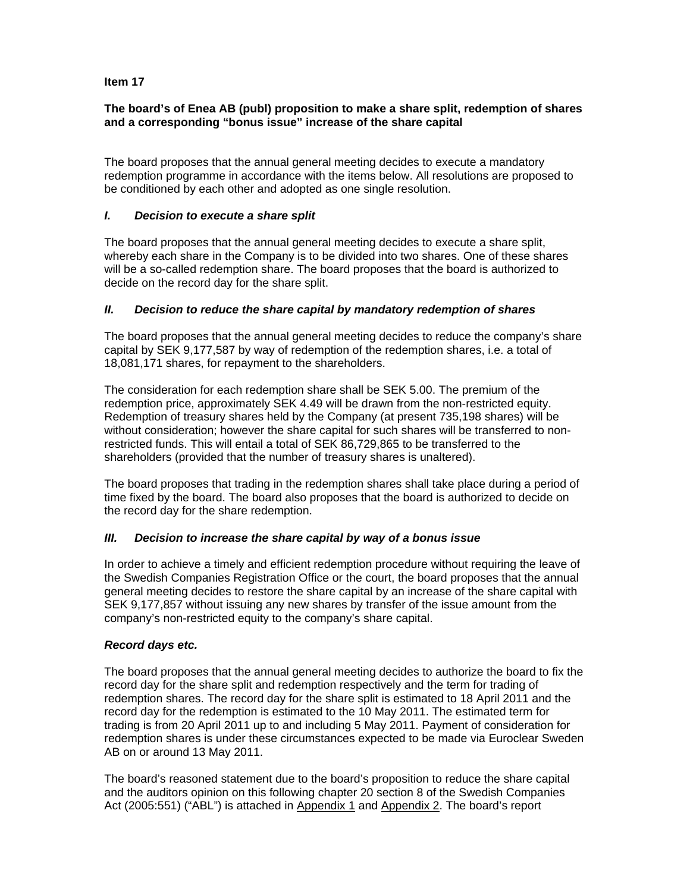**Item 17**

**The board's of Enea AB (publ) proposition to make a share split, redemption of shares and a corresponding "bonus issue" increase of the share capital**

The board proposes that the annual general meeting decides to execute a mandatory redemption programme in accordance with the items below. All resolutions are proposed to be conditioned by each other and adopted as one single resolution.

### *I. Decision to execute a share split*

The board proposes that the annual general meeting decides to execute a share split, whereby each share in the Company is to be divided into two shares. One of these shares will be a so-called redemption share. The board proposes that the board is authorized to decide on the record day for the share split.

### *II. Decision to reduce the share capital by mandatory redemption of shares*

The board proposes that the annual general meeting decides to reduce the company's share capital by SEK 9,177,587 by way of redemption of the redemption shares, i.e. a total of 18,081,171 shares, for repayment to the shareholders.

The consideration for each redemption share shall be SEK 5.00. The premium of the redemption price, approximately SEK 4.49 will be drawn from the non-restricted equity. Redemption of treasury shares held by the Company (at present 735,198 shares) will be without consideration; however the share capital for such shares will be transferred to non-restricted funds. This will entail a total of SEK 86,729,865 to be transferred to the shareholders (provided that the number of treasury shares is unaltered).

The board proposes that trading in the redemption shares shall take place during a period of time fixed by the board. The board also proposes that the board is authorized to decide on the record day for the share redemption.

### *III. Decision to increase the share capital by way of a bonus issue*

In order to achieve a timely and efficient redemption procedure without requiring the leave of the Swedish Companies Registration Office or the court, the board proposes that the annual general meeting decides to restore the share capital by an increase of the share capital with SEK 9,177,857 without issuing any new shares by transfer of the issue amount from the company's non-restricted equity to the company's share capital.

### *Record days etc.*

The board proposes that the annual general meeting decides to authorize the board to fix the record day for the share split and redemption respectively and the term for trading of redemption shares. The record day for the share split is estimated to 18 April 2011 and the record day for the redemption is estimated to the 10 May 2011. The estimated term for trading is from 20 April 2011 up to and including 5 May 2011. Payment of consideration for redemption shares is under these circumstances expected to be made via Euroclear Sweden AB on or around 13 May 2011.

The board's reasoned statement due to the board's proposition to reduce the share capital and the auditors opinion on this following chapter 20 section 8 of the Swedish Companies Act (2005:551) ("ABL") is attached in Appendix 1 and Appendix 2. The board's report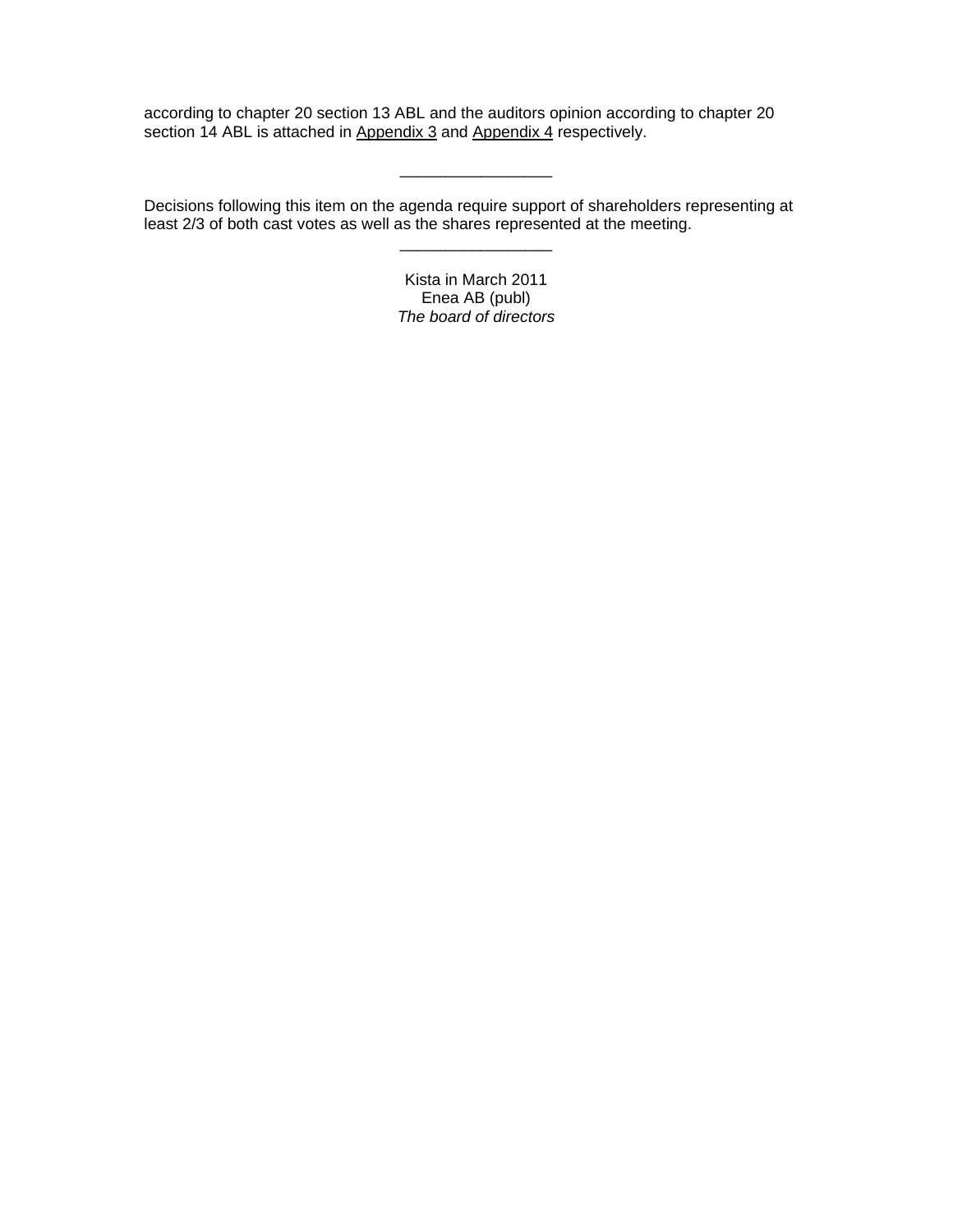according to chapter 20 section 13 ABL and the auditors opinion according to chapter 20 section 14 ABL is attached in Appendix 3 and Appendix 4 respectively.

_________________

Decisions following this item on the agenda require support of shareholders representing at least 2/3 of both cast votes as well as the shares represented at the meeting.

_________________

Kista in March 2011
Enea AB (publ)
*The board of directors*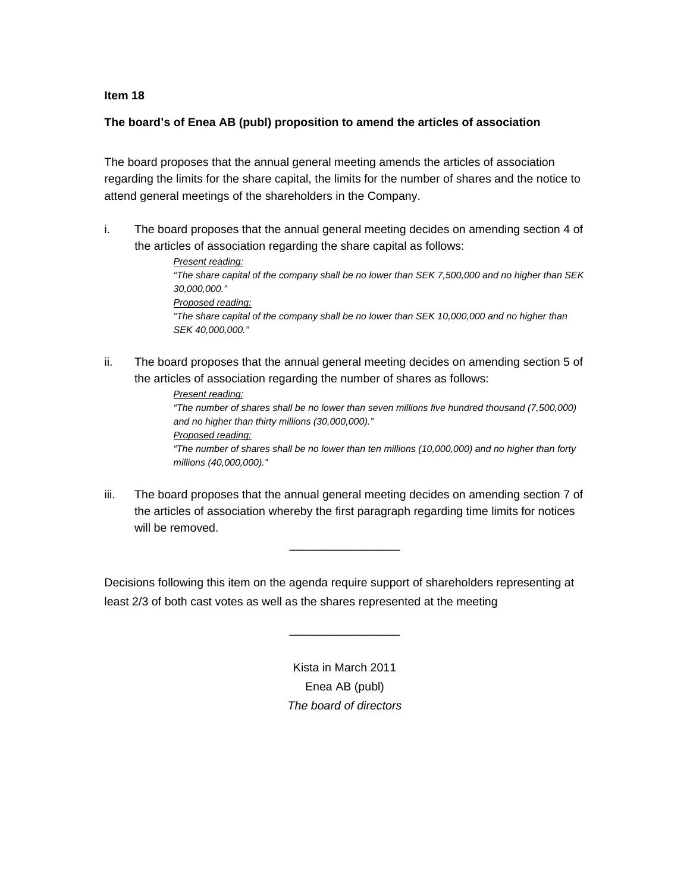**Item 18**

**The board's of Enea AB (publ) proposition to amend the articles of association**

The board proposes that the annual general meeting amends the articles of association regarding the limits for the share capital, the limits for the number of shares and the notice to attend general meetings of the shareholders in the Company.

i. The board proposes that the annual general meeting decides on amending section 4 of the articles of association regarding the share capital as follows:

   *<u>Present reading:</u>*
   *"The share capital of the company shall be no lower than SEK 7,500,000 and no higher than SEK 30,000,000."*
   *<u>Proposed reading:</u>*
   *"The share capital of the company shall be no lower than SEK 10,000,000 and no higher than SEK 40,000,000."*

ii. The board proposes that the annual general meeting decides on amending section 5 of the articles of association regarding the number of shares as follows:

   *<u>Present reading:</u>*
   *"The number of shares shall be no lower than seven millions five hundred thousand (7,500,000) and no higher than thirty millions (30,000,000)."*
   *<u>Proposed reading:</u>*
   *"The number of shares shall be no lower than ten millions (10,000,000) and no higher than forty millions (40,000,000)."*

iii. The board proposes that the annual general meeting decides on amending section 7 of the articles of association whereby the first paragraph regarding time limits for notices will be removed.

_________________

Decisions following this item on the agenda require support of shareholders representing at least 2/3 of both cast votes as well as the shares represented at the meeting

_________________

Kista in March 2011
Enea AB (publ)
*The board of directors*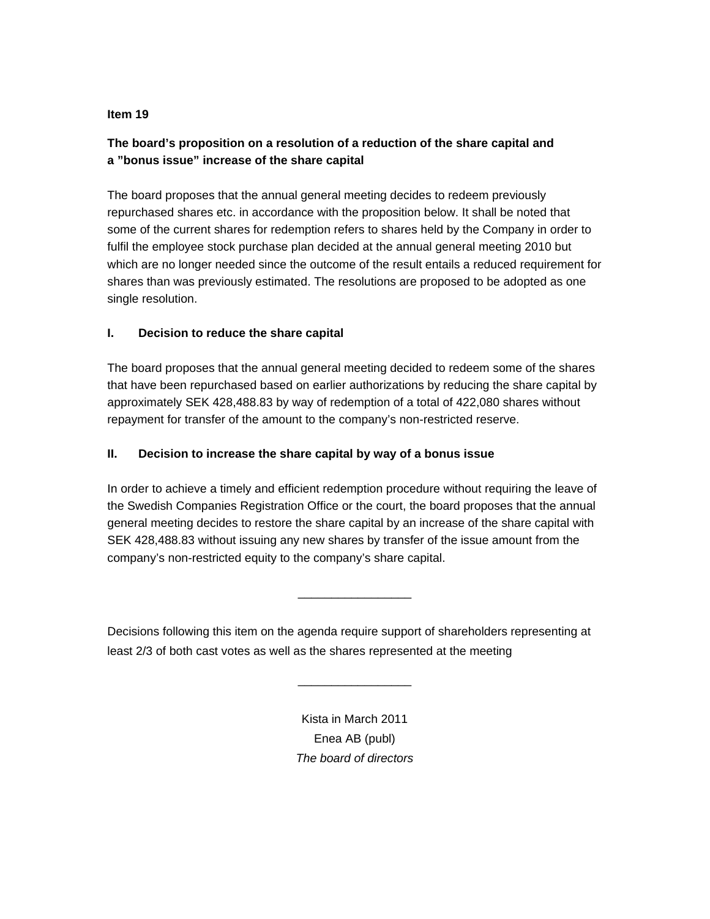**Item 19**

**The board's proposition on a resolution of a reduction of the share capital and a "bonus issue" increase of the share capital**

The board proposes that the annual general meeting decides to redeem previously repurchased shares etc. in accordance with the proposition below. It shall be noted that some of the current shares for redemption refers to shares held by the Company in order to fulfil the employee stock purchase plan decided at the annual general meeting 2010 but which are no longer needed since the outcome of the result entails a reduced requirement for shares than was previously estimated. The resolutions are proposed to be adopted as one single resolution.

**I. Decision to reduce the share capital**

The board proposes that the annual general meeting decided to redeem some of the shares that have been repurchased based on earlier authorizations by reducing the share capital by approximately SEK 428,488.83 by way of redemption of a total of 422,080 shares without repayment for transfer of the amount to the company's non-restricted reserve.

**II. Decision to increase the share capital by way of a bonus issue**

In order to achieve a timely and efficient redemption procedure without requiring the leave of the Swedish Companies Registration Office or the court, the board proposes that the annual general meeting decides to restore the share capital by an increase of the share capital with SEK 428,488.83 without issuing any new shares by transfer of the issue amount from the company's non-restricted equity to the company's share capital.

_________________

Decisions following this item on the agenda require support of shareholders representing at least 2/3 of both cast votes as well as the shares represented at the meeting

_________________

Kista in March 2011

Enea AB (publ)

*The board of directors*